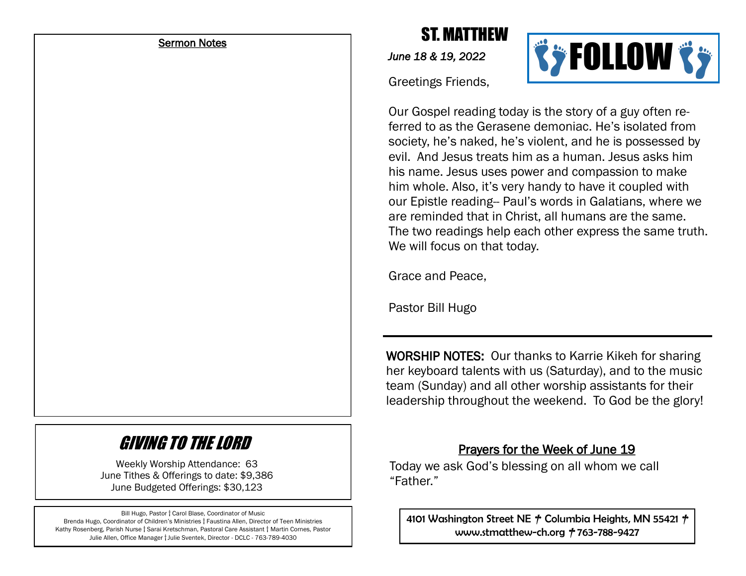## Sermon Notes

## GIVING TO THE LORD

Weekly Worship Attendance: 63
June Tithes & Offerings to date: $9,386
June Budgeted Offerings: $30,123

Bill Hugo, Pastor ǀ Carol Blase, Coordinator of Music
Brenda Hugo, Coordinator of Children's Ministries ǀ Faustina Allen, Director of Teen Ministries
Kathy Rosenberg, Parish Nurse ǀ Sarai Kretschman, Pastoral Care Assistant ǀ Martin Cornes, Pastor
Julie Allen, Office Manager ǀ Julie Sventek, Director - DCLC - 763-789-4030

# ST. MATTHEW

*June 18 & 19, 2022*

**FOLLOW**

Greetings Friends,

Our Gospel reading today is the story of a guy often referred to as the Gerasene demoniac. He's isolated from society, he's naked, he's violent, and he is possessed by evil. And Jesus treats him as a human. Jesus asks him his name. Jesus uses power and compassion to make him whole. Also, it's very handy to have it coupled with our Epistle reading-- Paul's words in Galatians, where we are reminded that in Christ, all humans are the same. The two readings help each other express the same truth. We will focus on that today.

Grace and Peace,

Pastor Bill Hugo

---

**WORSHIP NOTES:** Our thanks to Karrie Kikeh for sharing her keyboard talents with us (Saturday), and to the music team (Sunday) and all other worship assistants for their leadership throughout the weekend. To God be the glory!

## Prayers for the Week of June 19

Today we ask God's blessing on all whom we call "Father."

4101 Washington Street NE † Columbia Heights, MN 55421 †
www.stmatthew-ch.org † 763-788-9427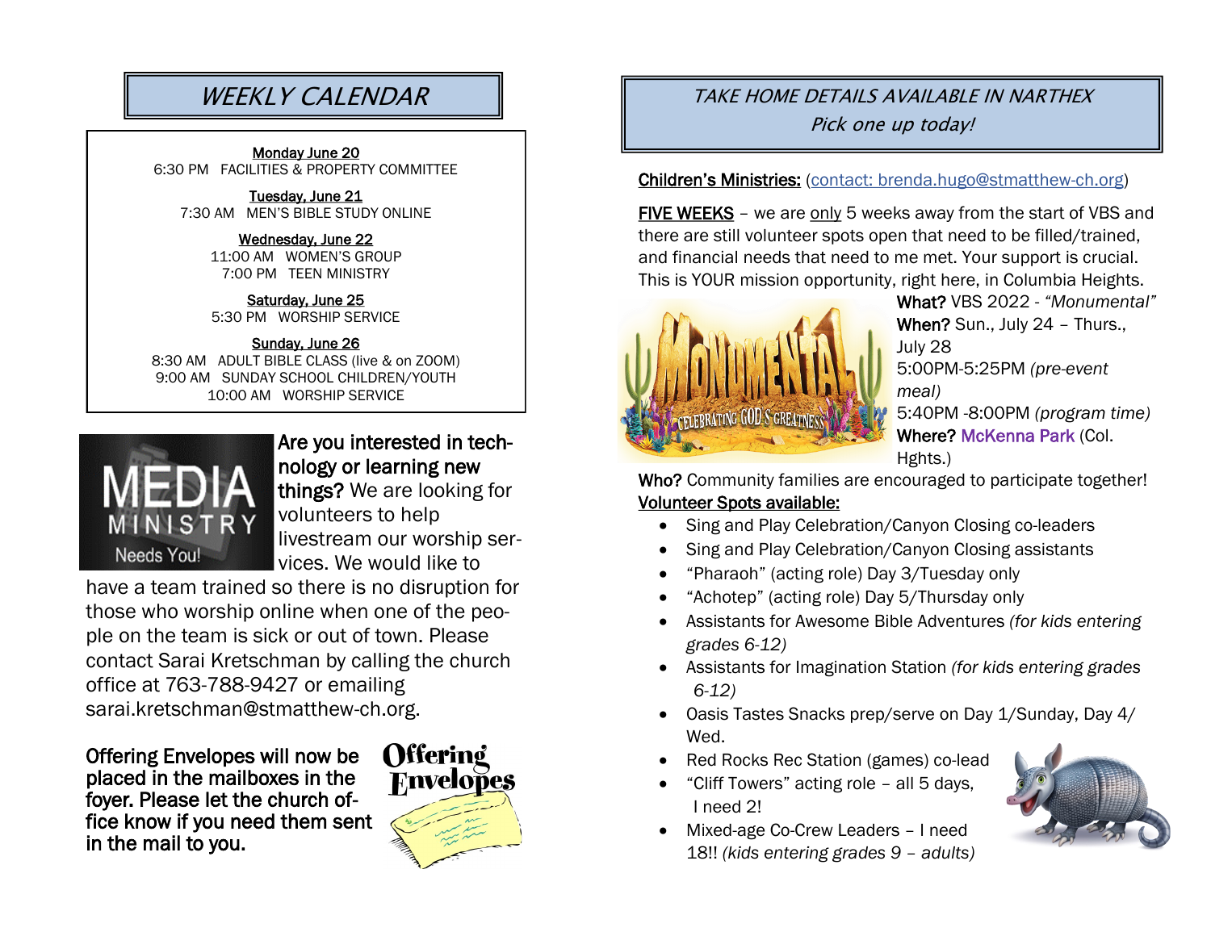## WEEKLY CALENDAR

**Monday June 20**
6:30 PM FACILITIES & PROPERTY COMMITTEE

**Tuesday, June 21**
7:30 AM MEN'S BIBLE STUDY ONLINE

**Wednesday, June 22**
11:00 AM WOMEN'S GROUP
7:00 PM TEEN MINISTRY

**Saturday, June 25**
5:30 PM WORSHIP SERVICE

**Sunday, June 26**
8:30 AM ADULT BIBLE CLASS (live & on ZOOM)
9:00 AM SUNDAY SCHOOL CHILDREN/YOUTH
10:00 AM WORSHIP SERVICE

MEDIA MINISTRY Needs You!

**Are you interested in technology or learning new things?** We are looking for volunteers to help livestream our worship services. We would like to have a team trained so there is no disruption for those who worship online when one of the people on the team is sick or out of town. Please contact Sarai Kretschman by calling the church office at 763-788-9427 or emailing sarai.kretschman@stmatthew-ch.org.

**Offering Envelopes will now be placed in the mailboxes in the foyer. Please let the church office know if you need them sent in the mail to you.**

## *TAKE HOME DETAILS AVAILABLE IN NARTHEX*
## *Pick one up today!*

**Children's Ministries:** (contact: brenda.hugo@stmatthew-ch.org)

**FIVE WEEKS** – we are only 5 weeks away from the start of VBS and there are still volunteer spots open that need to be filled/trained, and financial needs that need to me met. Your support is crucial. This is YOUR mission opportunity, right here, in Columbia Heights.

MONUMENTAL — CELEBRATING GOD'S GREATNESS

**What?** VBS 2022 - *"Monumental"*
**When?** Sun., July 24 – Thurs., July 28
5:00PM-5:25PM *(pre-event meal)*
5:40PM -8:00PM *(program time)*
**Where?** McKenna Park (Col. Hghts.)
**Who?** Community families are encouraged to participate together!

**Volunteer Spots available:**

- Sing and Play Celebration/Canyon Closing co-leaders
- Sing and Play Celebration/Canyon Closing assistants
- "Pharaoh" (acting role) Day 3/Tuesday only
- "Achotep" (acting role) Day 5/Thursday only
- Assistants for Awesome Bible Adventures *(for kids entering grades 6-12)*
- Assistants for Imagination Station *(for kids entering grades 6-12)*
- Oasis Tastes Snacks prep/serve on Day 1/Sunday, Day 4/ Wed.
- Red Rocks Rec Station (games) co-lead
- "Cliff Towers" acting role – all 5 days, I need 2!
- Mixed-age Co-Crew Leaders – I need 18!! *(kids entering grades 9 – adults)*